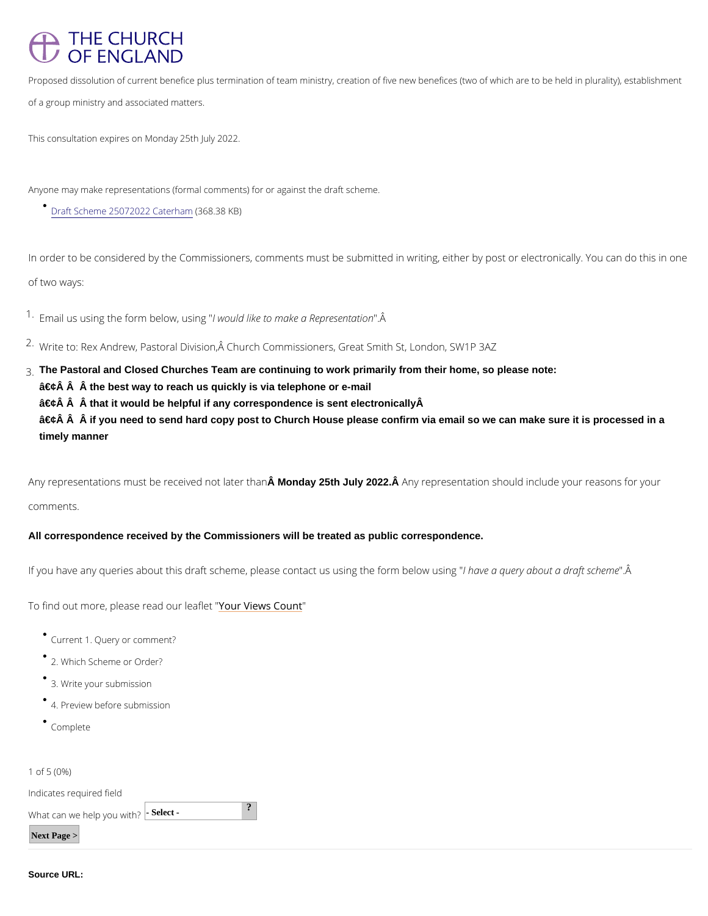# THE CHURCH OF ENGLAND

Proposed dissolution of current benefice plus termination of team ministry, creation of five new benefices (two of which are to be held in plurality), establishment of a group ministry and associated matters.

This consultation expires on Monday 25th July 2022.

Anyone may make representations (formal comments) for or against the draft scheme.

- Draft Scheme 25072022 Caterham (368.38 KB)

In order to be considered by the Commissioners, comments must be submitted in writing, either by post or electronically. You can do this in one of two ways:

1. Email us using the form below, using "*I would like to make a Representation*".Â
2. Write to: Rex Andrew, Pastoral Division,Â Church Commissioners, Great Smith St, London, SW1P 3AZ
3. **The Pastoral and Closed Churches Team are continuing to work primarily from their home, so please note:**
   **â€¢Â Â Â the best way to reach us quickly is via telephone or e-mail**
   **â€¢Â Â Â that it would be helpful if any correspondence is sent electronicallyÂ**
   **â€¢Â Â Â if you need to send hard copy post to Church House please confirm via email so we can make sure it is processed in a timely manner**

Any representations must be received not later thanÂ **Monday 25th July 2022.Â** Any representation should include your reasons for your comments.

**All correspondence received by the Commissioners will be treated as public correspondence.**

If you have any queries about this draft scheme, please contact us using the form below using "*I have a query about a draft scheme*".Â

To find out more, please read our leaflet "Your Views Count"

- Current 1. Query or comment?
- 2. Which Scheme or Order?
- 3. Write your submission
- 4. Preview before submission
- Complete

1 of 5 (0%)

Indicates required field

What can we help you with? - Select - ?

Next Page >

Source URL: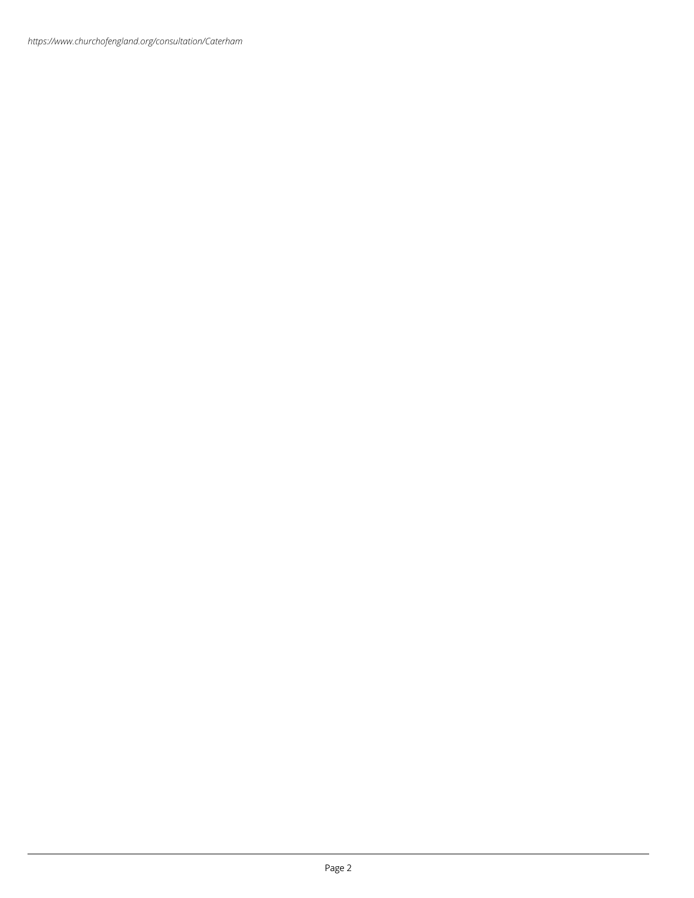*https://www.churchofengland.org/consultation/Caterham*